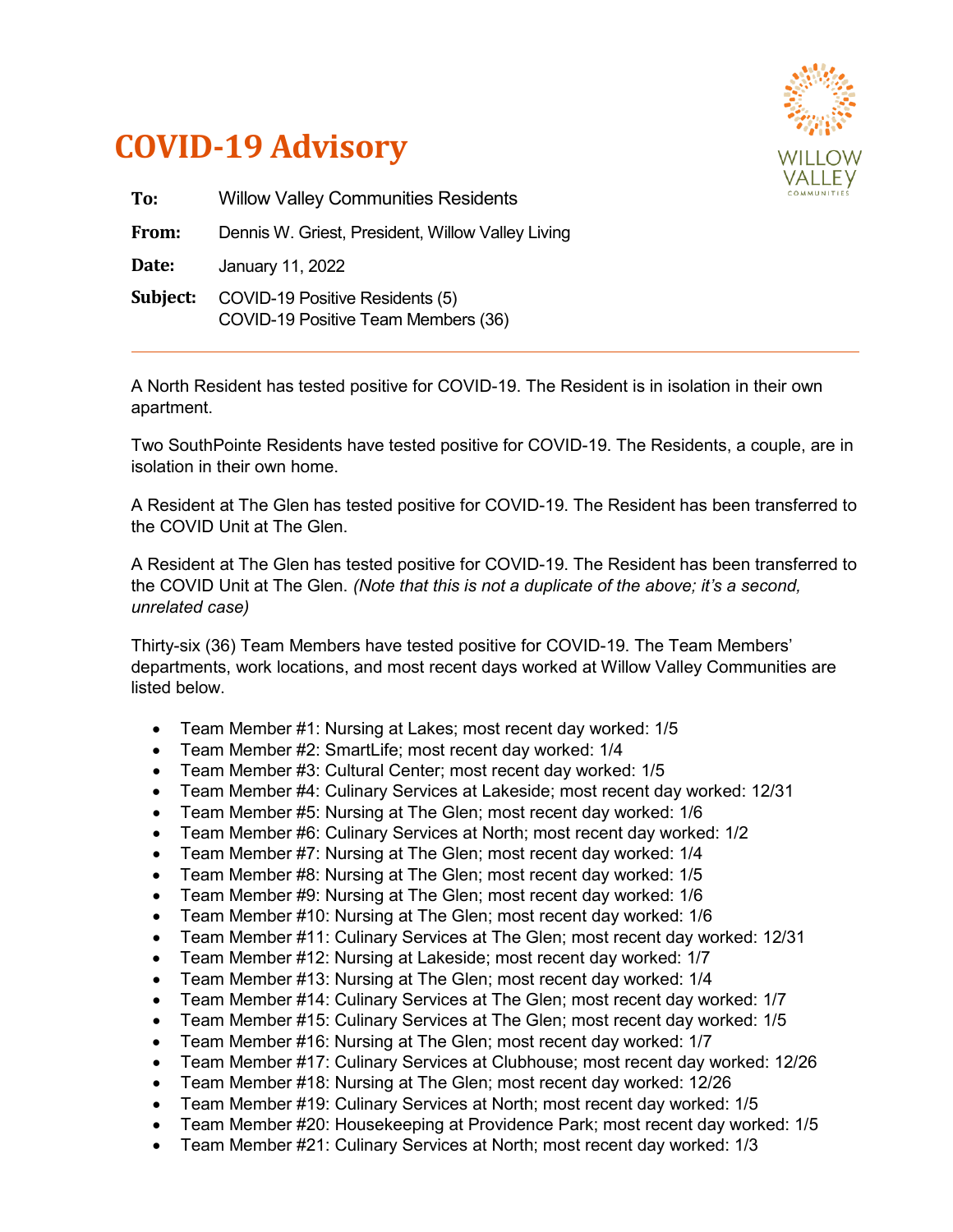# COVID-19 Advisory

WILLOW VALLEY COMMUNITIES

**To:** Willow Valley Communities Residents

**From:** Dennis W. Griest, President, Willow Valley Living

**Date:** January 11, 2022

**Subject:** COVID-19 Positive Residents (5)
COVID-19 Positive Team Members (36)

---

A North Resident has tested positive for COVID-19. The Resident is in isolation in their own apartment.

Two SouthPointe Residents have tested positive for COVID-19. The Residents, a couple, are in isolation in their own home.

A Resident at The Glen has tested positive for COVID-19. The Resident has been transferred to the COVID Unit at The Glen.

A Resident at The Glen has tested positive for COVID-19. The Resident has been transferred to the COVID Unit at The Glen. *(Note that this is not a duplicate of the above; it's a second, unrelated case)*

Thirty-six (36) Team Members have tested positive for COVID-19. The Team Members' departments, work locations, and most recent days worked at Willow Valley Communities are listed below.

- Team Member #1: Nursing at Lakes; most recent day worked: 1/5
- Team Member #2: SmartLife; most recent day worked: 1/4
- Team Member #3: Cultural Center; most recent day worked: 1/5
- Team Member #4: Culinary Services at Lakeside; most recent day worked: 12/31
- Team Member #5: Nursing at The Glen; most recent day worked: 1/6
- Team Member #6: Culinary Services at North; most recent day worked: 1/2
- Team Member #7: Nursing at The Glen; most recent day worked: 1/4
- Team Member #8: Nursing at The Glen; most recent day worked: 1/5
- Team Member #9: Nursing at The Glen; most recent day worked: 1/6
- Team Member #10: Nursing at The Glen; most recent day worked: 1/6
- Team Member #11: Culinary Services at The Glen; most recent day worked: 12/31
- Team Member #12: Nursing at Lakeside; most recent day worked: 1/7
- Team Member #13: Nursing at The Glen; most recent day worked: 1/4
- Team Member #14: Culinary Services at The Glen; most recent day worked: 1/7
- Team Member #15: Culinary Services at The Glen; most recent day worked: 1/5
- Team Member #16: Nursing at The Glen; most recent day worked: 1/7
- Team Member #17: Culinary Services at Clubhouse; most recent day worked: 12/26
- Team Member #18: Nursing at The Glen; most recent day worked: 12/26
- Team Member #19: Culinary Services at North; most recent day worked: 1/5
- Team Member #20: Housekeeping at Providence Park; most recent day worked: 1/5
- Team Member #21: Culinary Services at North; most recent day worked: 1/3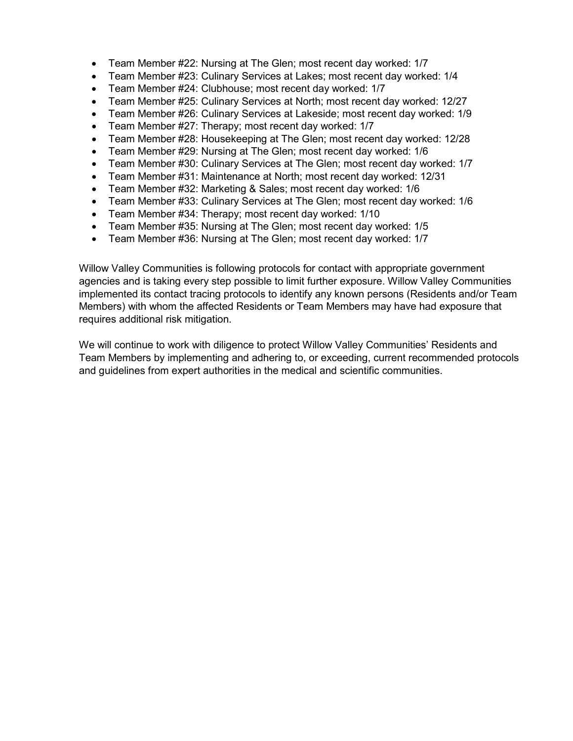- Team Member #22: Nursing at The Glen; most recent day worked: 1/7
- Team Member #23: Culinary Services at Lakes; most recent day worked: 1/4
- Team Member #24: Clubhouse; most recent day worked: 1/7
- Team Member #25: Culinary Services at North; most recent day worked: 12/27
- Team Member #26: Culinary Services at Lakeside; most recent day worked: 1/9
- Team Member #27: Therapy; most recent day worked: 1/7
- Team Member #28: Housekeeping at The Glen; most recent day worked: 12/28
- Team Member #29: Nursing at The Glen; most recent day worked: 1/6
- Team Member #30: Culinary Services at The Glen; most recent day worked: 1/7
- Team Member #31: Maintenance at North; most recent day worked: 12/31
- Team Member #32: Marketing & Sales; most recent day worked: 1/6
- Team Member #33: Culinary Services at The Glen; most recent day worked: 1/6
- Team Member #34: Therapy; most recent day worked: 1/10
- Team Member #35: Nursing at The Glen; most recent day worked: 1/5
- Team Member #36: Nursing at The Glen; most recent day worked: 1/7

Willow Valley Communities is following protocols for contact with appropriate government agencies and is taking every step possible to limit further exposure. Willow Valley Communities implemented its contact tracing protocols to identify any known persons (Residents and/or Team Members) with whom the affected Residents or Team Members may have had exposure that requires additional risk mitigation.

We will continue to work with diligence to protect Willow Valley Communities' Residents and Team Members by implementing and adhering to, or exceeding, current recommended protocols and guidelines from expert authorities in the medical and scientific communities.